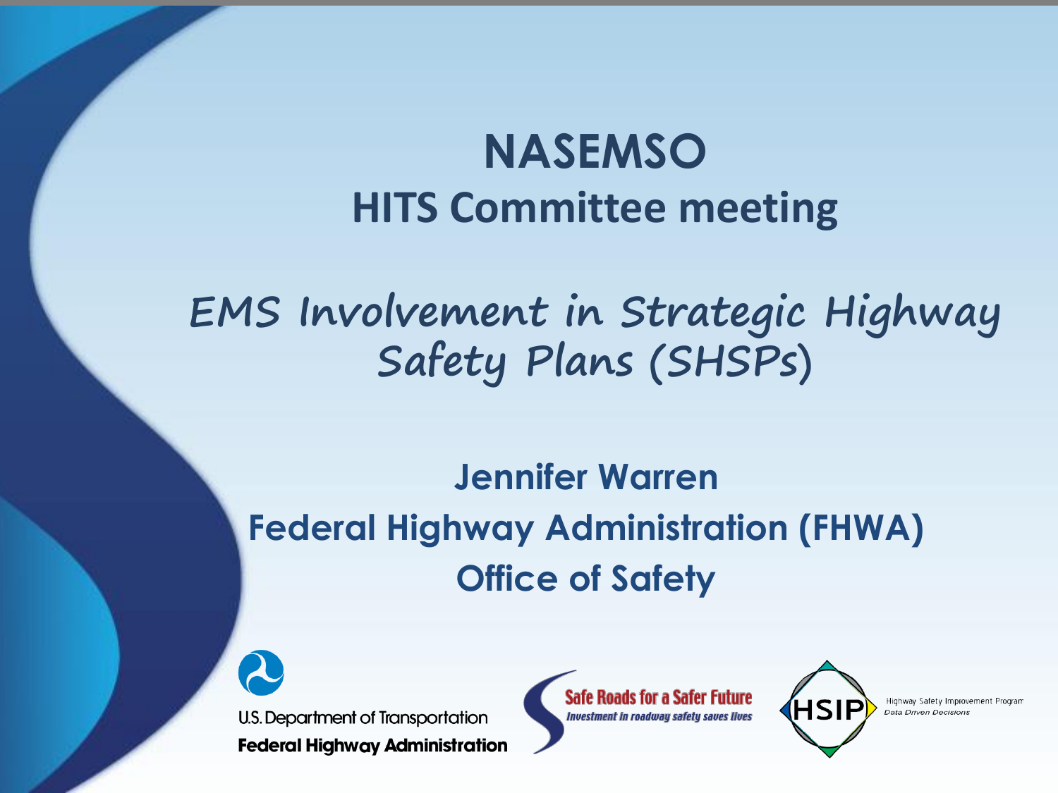# NASEMSO

## HITS Committee meeting

## *EMS Involvement in Strategic Highway Safety Plans (SHSPs)*

**Jennifer Warren**

**Federal Highway Administration (FHWA)**

**Office of Safety**

U.S. Department of Transportation

**Federal Highway Administration**

Safe Roads for a Safer Future

*Investment in roadway safety saves lives*

HSIP

Highway Safety Improvement Program

*Data Driven Decisions*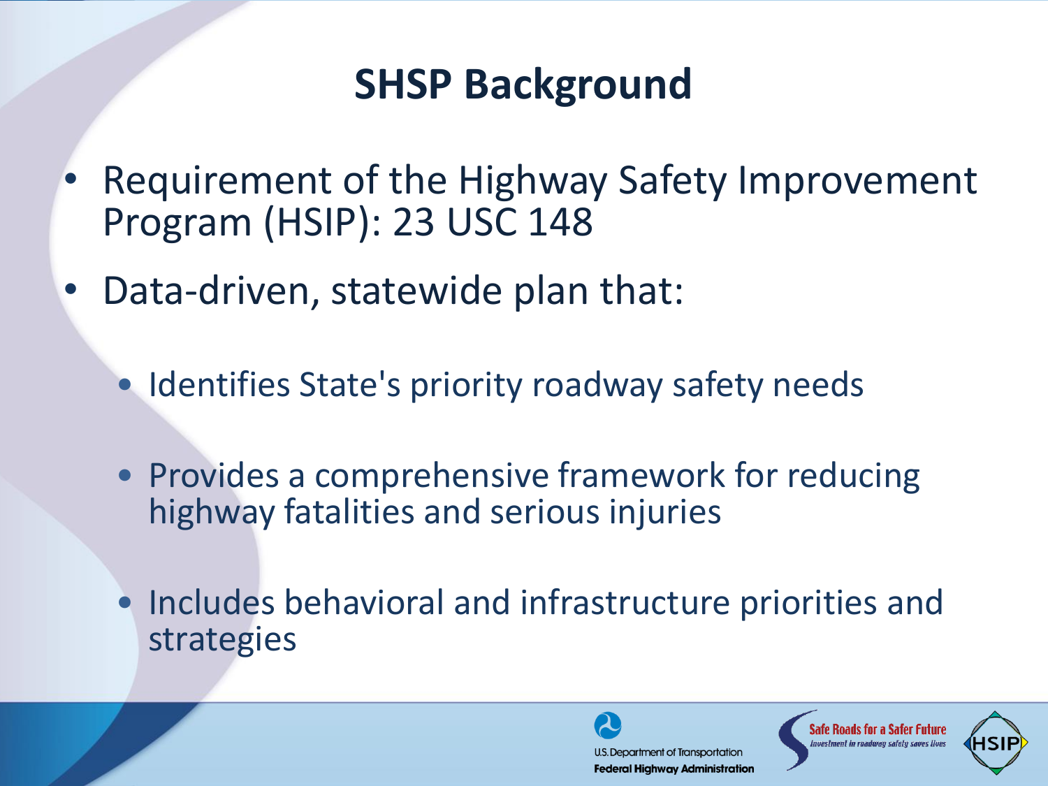# SHSP Background

- Requirement of the Highway Safety Improvement Program (HSIP): 23 USC 148
- Data-driven, statewide plan that:
  - Identifies State's priority roadway safety needs
  - Provides a comprehensive framework for reducing highway fatalities and serious injuries
  - Includes behavioral and infrastructure priorities and strategies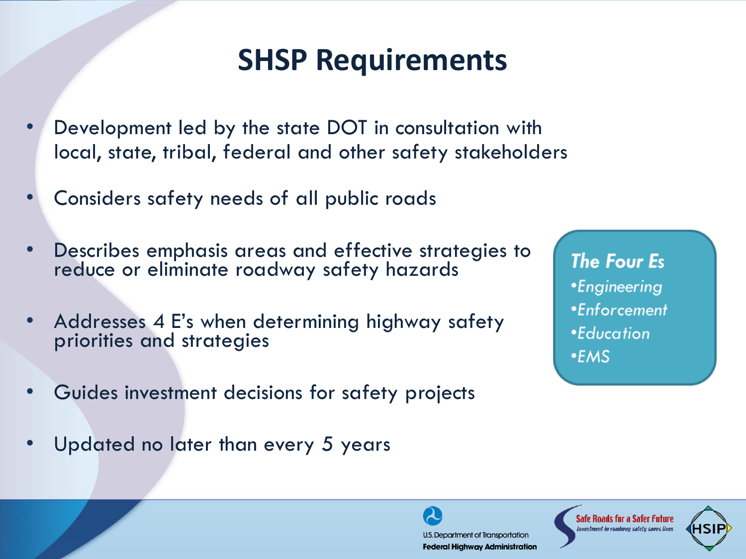# SHSP Requirements

- Development led by the state DOT in consultation with local, state, tribal, federal and other safety stakeholders
- Considers safety needs of all public roads
- Describes emphasis areas and effective strategies to reduce or eliminate roadway safety hazards
- Addresses 4 E's when determining highway safety priorities and strategies
- Guides investment decisions for safety projects
- Updated no later than every 5 years

***The Four Es***

- *Engineering*
- *Enforcement*
- *Education*
- *EMS*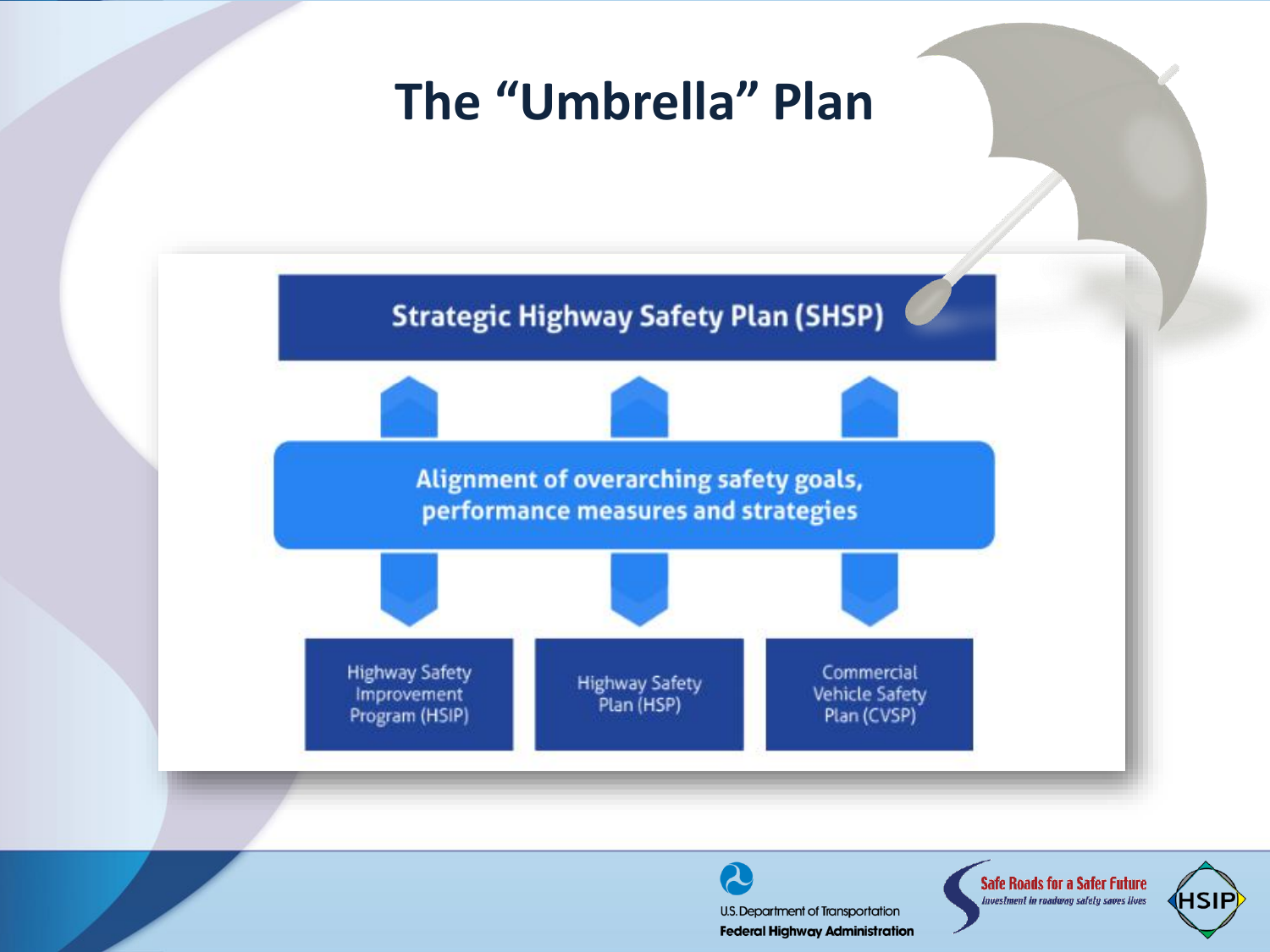# The "Umbrella" Plan

**Strategic Highway Safety Plan (SHSP)**

**Alignment of overarching safety goals, performance measures and strategies**

- Highway Safety Improvement Program (HSIP)
- Highway Safety Plan (HSP)
- Commercial Vehicle Safety Plan (CVSP)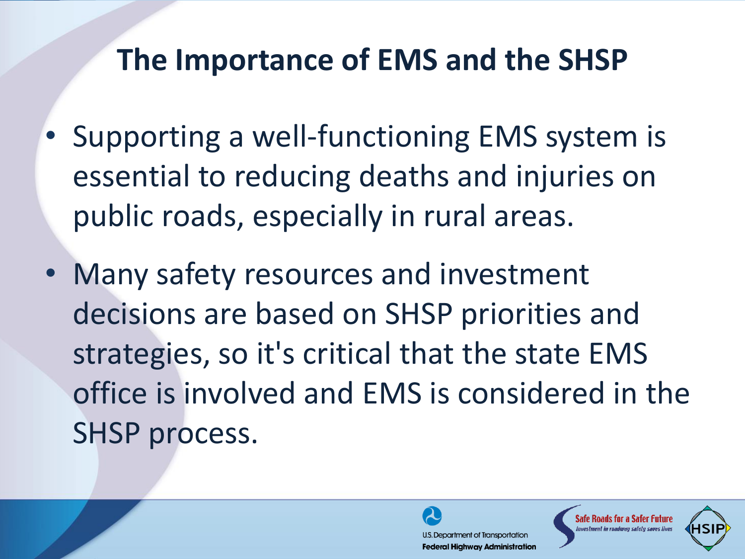# The Importance of EMS and the SHSP

- Supporting a well-functioning EMS system is essential to reducing deaths and injuries on public roads, especially in rural areas.
- Many safety resources and investment decisions are based on SHSP priorities and strategies, so it's critical that the state EMS office is involved and EMS is considered in the SHSP process.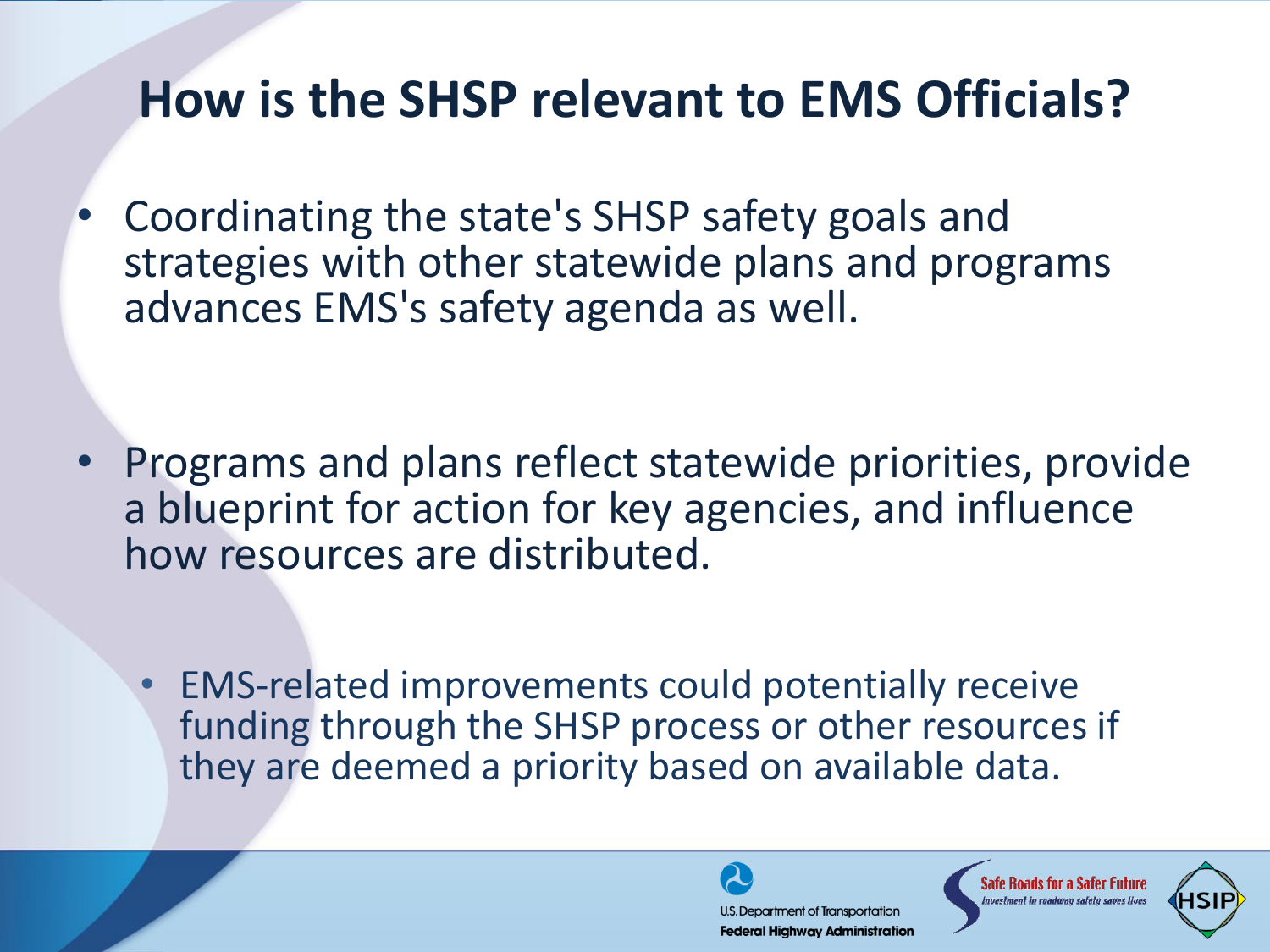# How is the SHSP relevant to EMS Officials?

- Coordinating the state's SHSP safety goals and strategies with other statewide plans and programs advances EMS's safety agenda as well.

- Programs and plans reflect statewide priorities, provide a blueprint for action for key agencies, and influence how resources are distributed.
  - EMS-related improvements could potentially receive funding through the SHSP process or other resources if they are deemed a priority based on available data.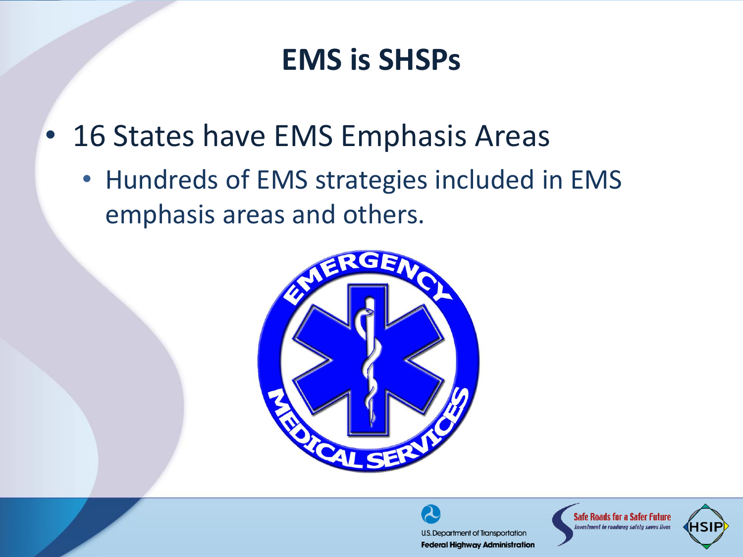# EMS is SHSPs

- 16 States have EMS Emphasis Areas
  - Hundreds of EMS strategies included in EMS emphasis areas and others.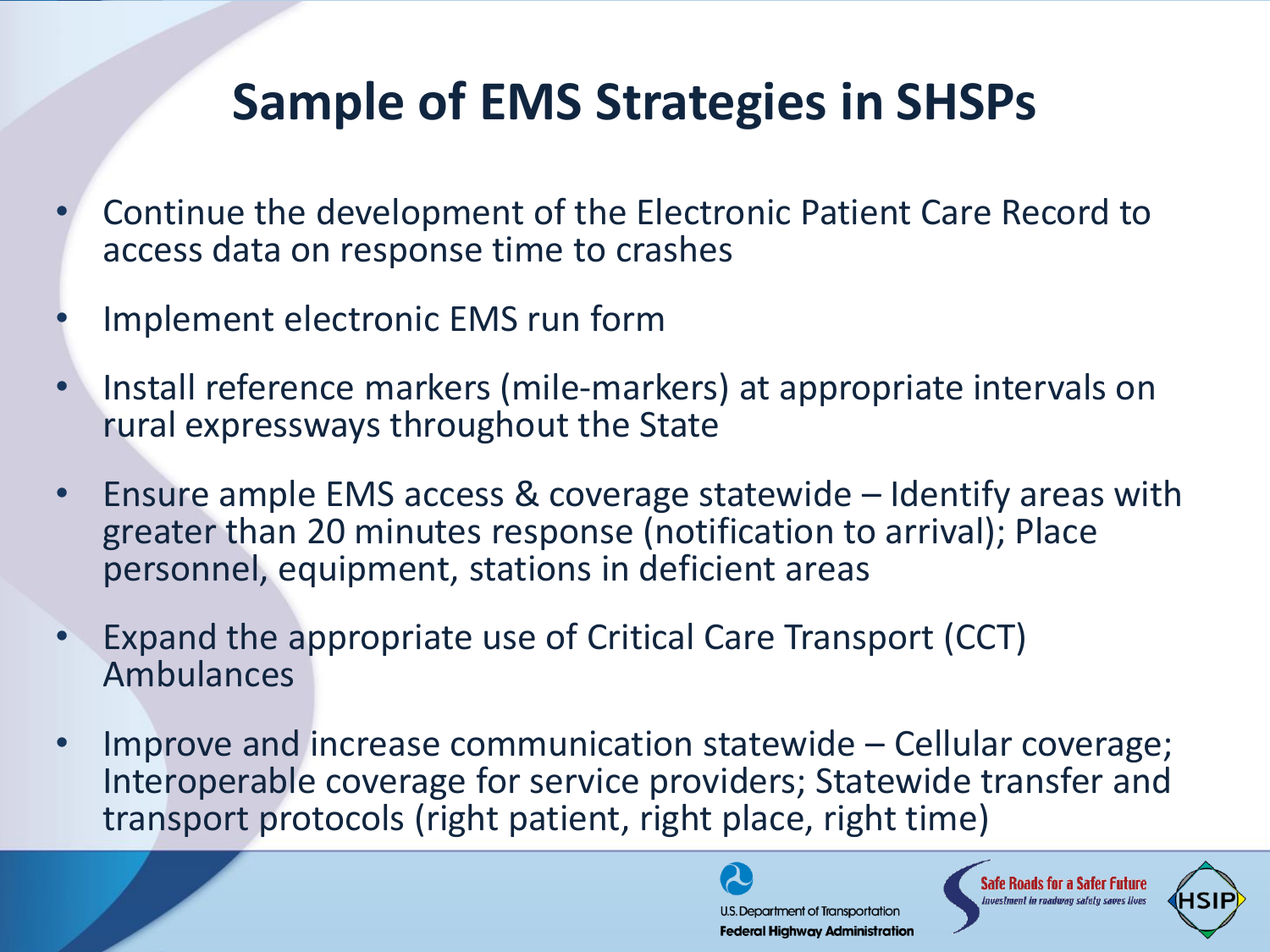# Sample of EMS Strategies in SHSPs

- Continue the development of the Electronic Patient Care Record to access data on response time to crashes
- Implement electronic EMS run form
- Install reference markers (mile-markers) at appropriate intervals on rural expressways throughout the State
- Ensure ample EMS access & coverage statewide – Identify areas with greater than 20 minutes response (notification to arrival); Place personnel, equipment, stations in deficient areas
- Expand the appropriate use of Critical Care Transport (CCT) Ambulances
- Improve and increase communication statewide – Cellular coverage; Interoperable coverage for service providers; Statewide transfer and transport protocols (right patient, right place, right time)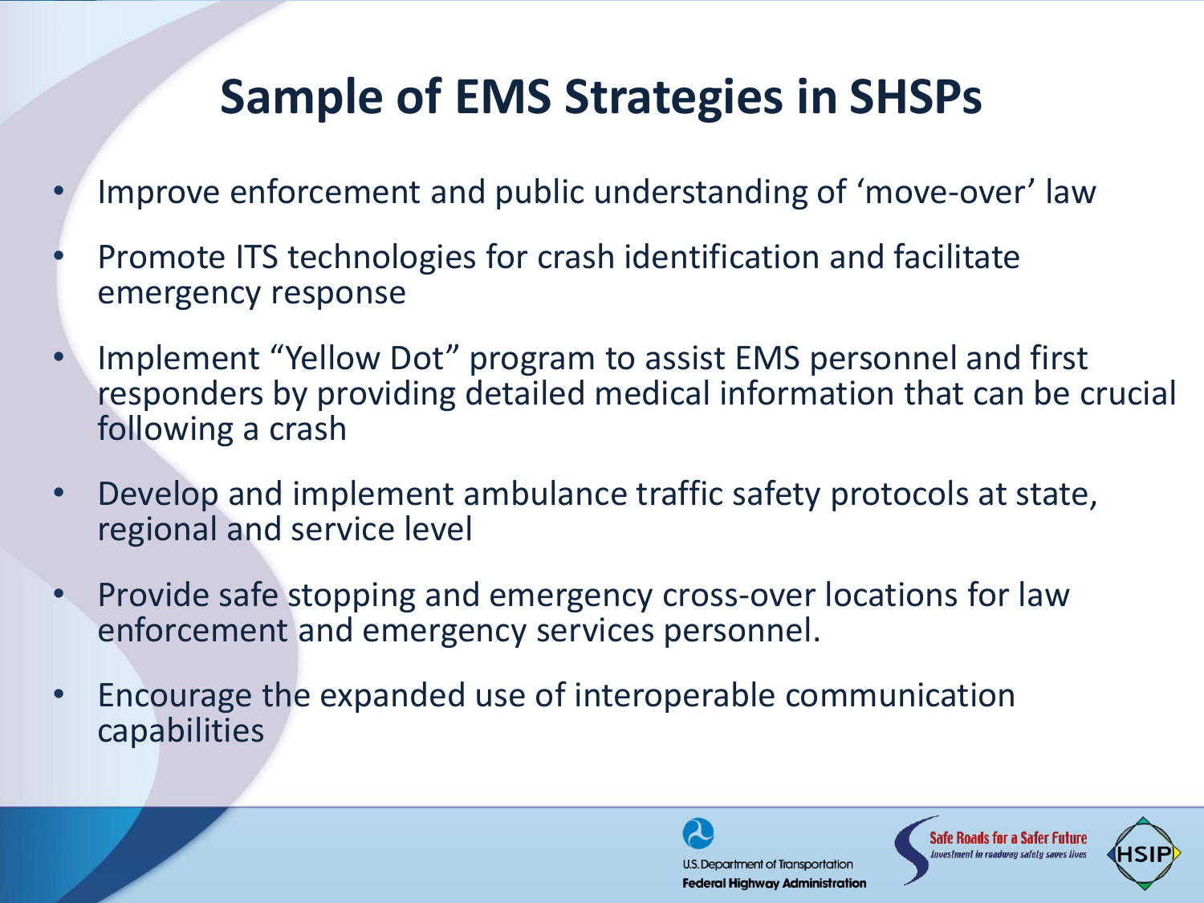# Sample of EMS Strategies in SHSPs

- Improve enforcement and public understanding of 'move-over' law
- Promote ITS technologies for crash identification and facilitate emergency response
- Implement "Yellow Dot" program to assist EMS personnel and first responders by providing detailed medical information that can be crucial following a crash
- Develop and implement ambulance traffic safety protocols at state, regional and service level
- Provide safe stopping and emergency cross-over locations for law enforcement and emergency services personnel.
- Encourage the expanded use of interoperable communication capabilities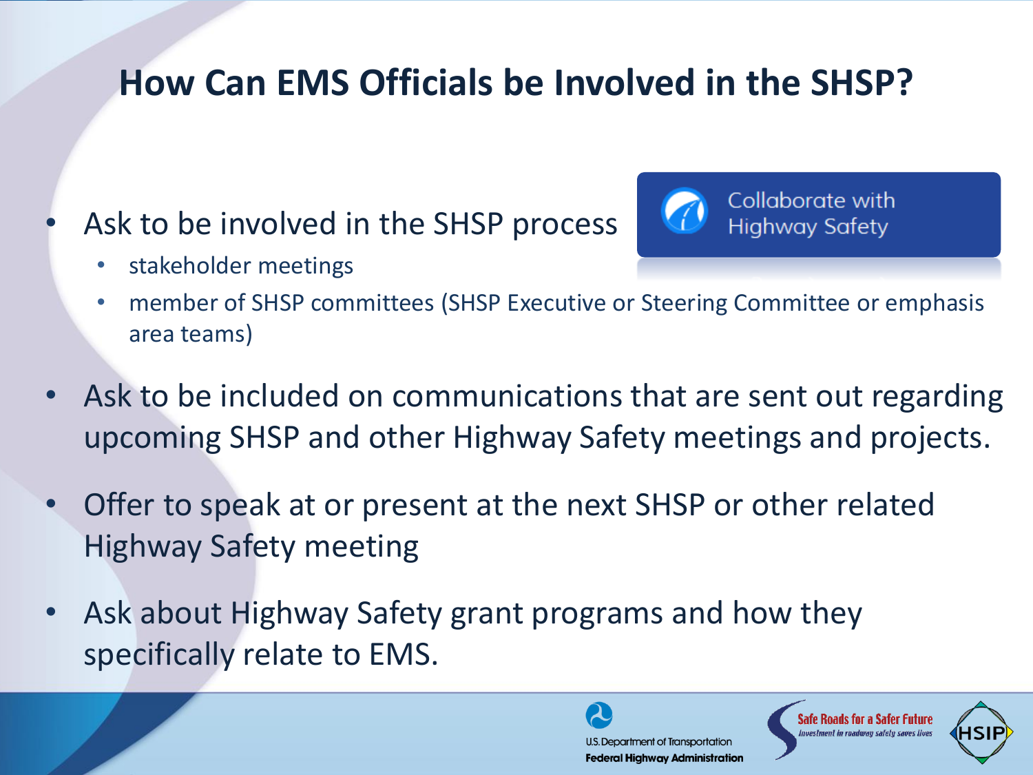# How Can EMS Officials be Involved in the SHSP?

Collaborate with Highway Safety

- Ask to be involved in the SHSP process
  - stakeholder meetings
  - member of SHSP committees (SHSP Executive or Steering Committee or emphasis area teams)
- Ask to be included on communications that are sent out regarding upcoming SHSP and other Highway Safety meetings and projects.
- Offer to speak at or present at the next SHSP or other related Highway Safety meeting
- Ask about Highway Safety grant programs and how they specifically relate to EMS.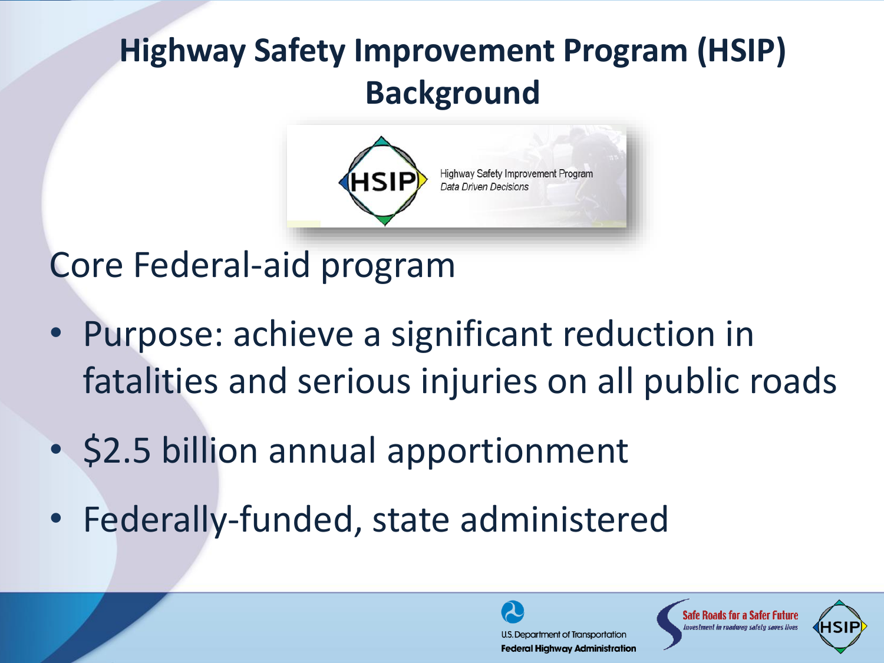# Highway Safety Improvement Program (HSIP) Background

Highway Safety Improvement Program
*Data Driven Decisions*

Core Federal-aid program

- Purpose: achieve a significant reduction in fatalities and serious injuries on all public roads
- $2.5 billion annual apportionment
- Federally-funded, state administered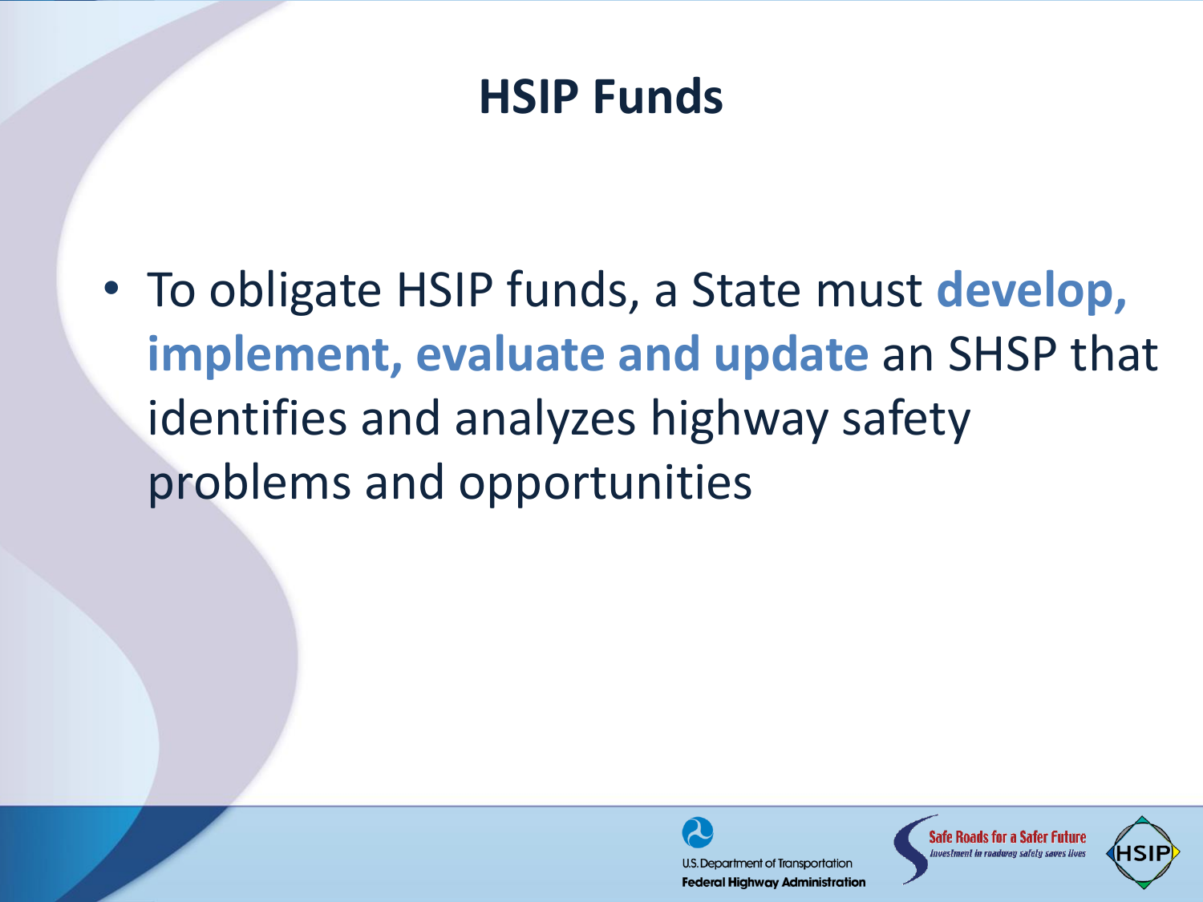# HSIP Funds

- To obligate HSIP funds, a State must **develop, implement, evaluate and update** an SHSP that identifies and analyzes highway safety problems and opportunities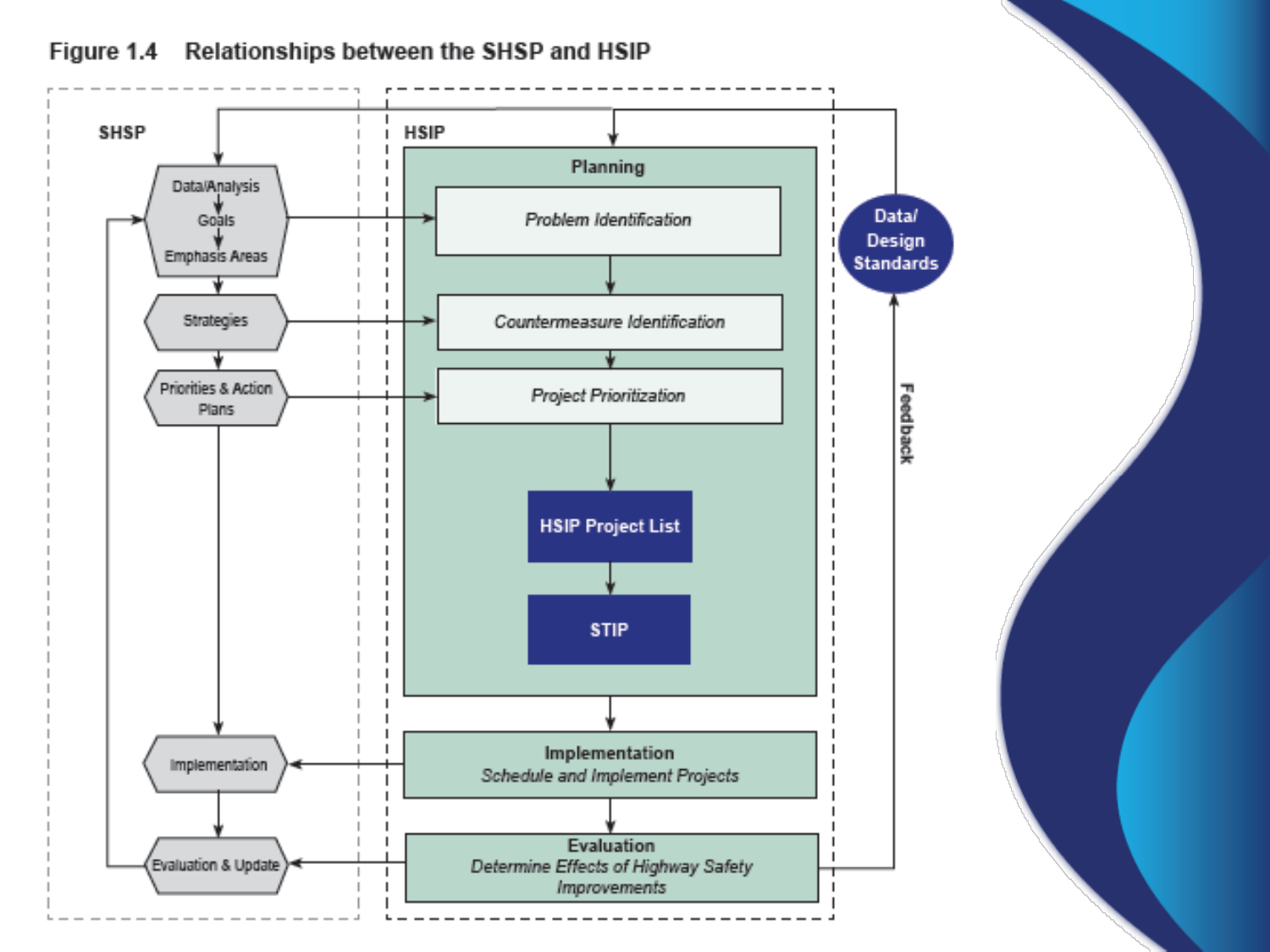Figure 1.4 Relationships between the SHSP and HSIP

**SHSP**

- Data/Analysis
- Goals
- Emphasis Areas
- Strategies
- Priorities & Action Plans
- Implementation
- Evaluation & Update

**HSIP**

**Planning**

- *Problem Identification*
- *Countermeasure Identification*
- *Project Prioritization*
- **HSIP Project List**
- **STIP**

**Implementation**
*Schedule and Implement Projects*

**Evaluation**
*Determine Effects of Highway Safety Improvements*

Data/ Design Standards

Feedback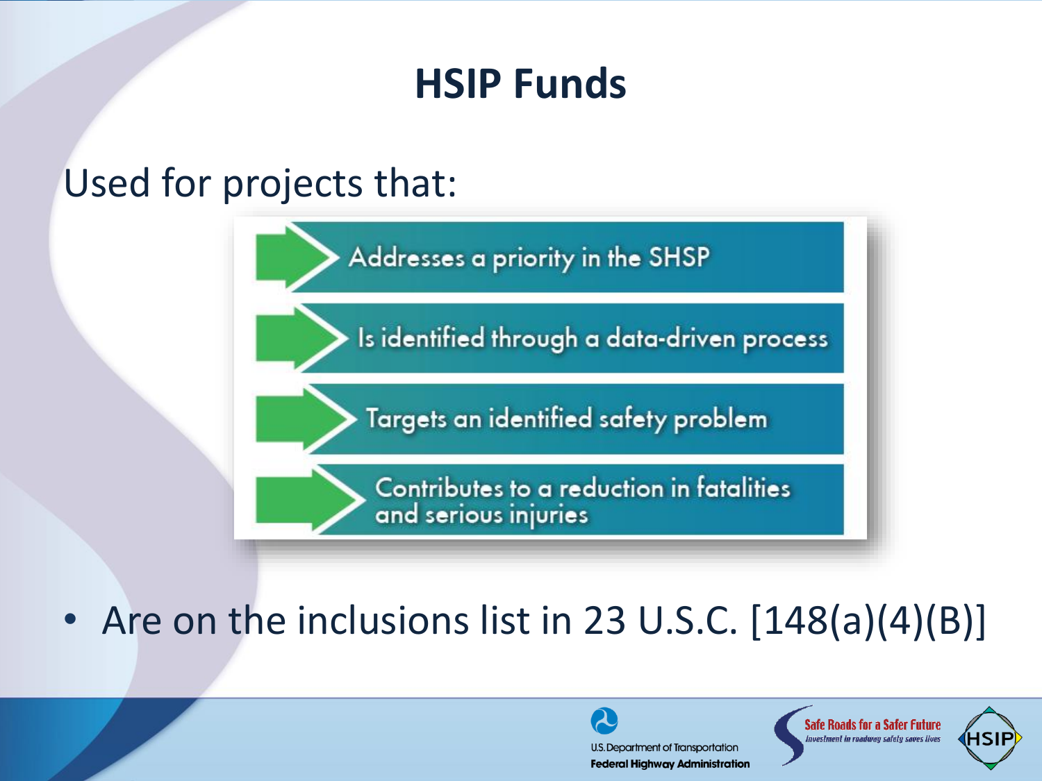# HSIP Funds

Used for projects that:

- Addresses a priority in the SHSP
- Is identified through a data-driven process
- Targets an identified safety problem
- Contributes to a reduction in fatalities and serious injuries

- Are on the inclusions list in 23 U.S.C. [148(a)(4)(B)]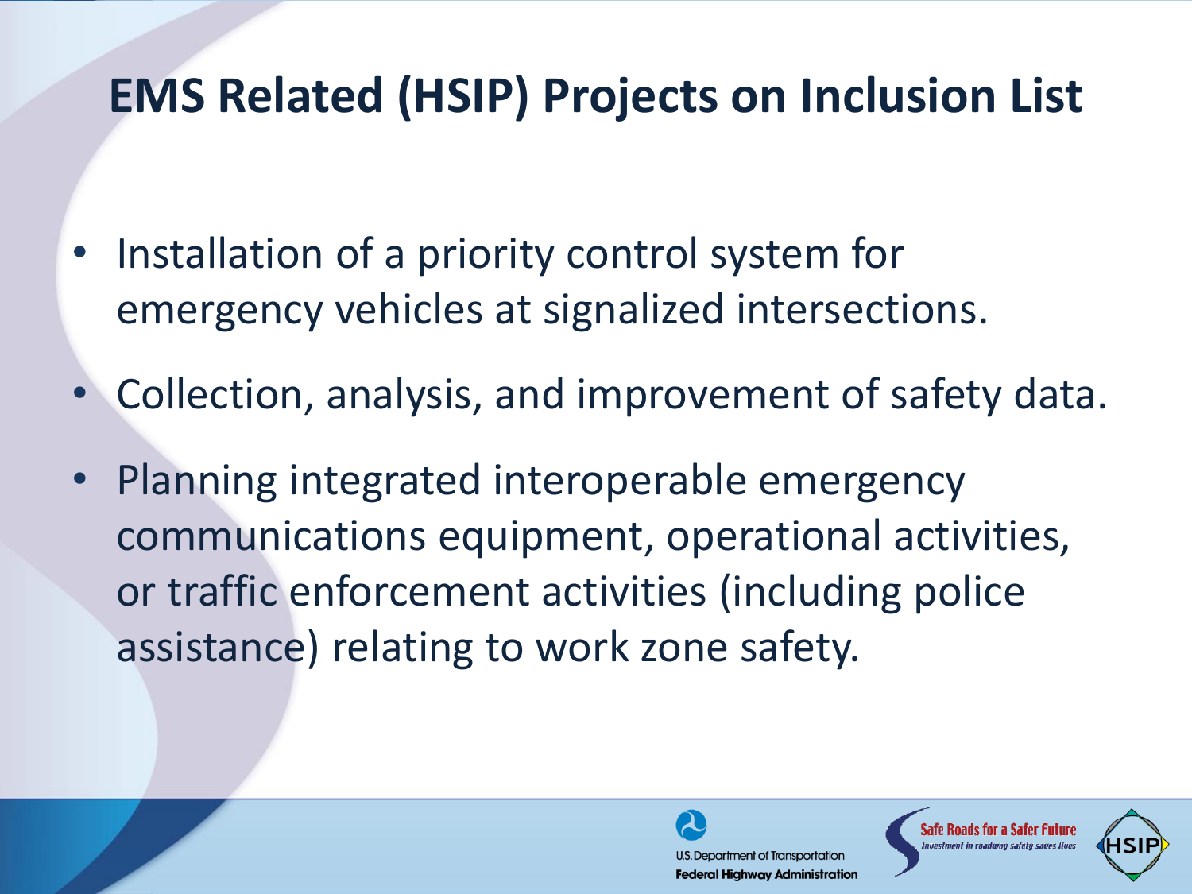# EMS Related (HSIP) Projects on Inclusion List

- Installation of a priority control system for emergency vehicles at signalized intersections.
- Collection, analysis, and improvement of safety data.
- Planning integrated interoperable emergency communications equipment, operational activities, or traffic enforcement activities (including police assistance) relating to work zone safety.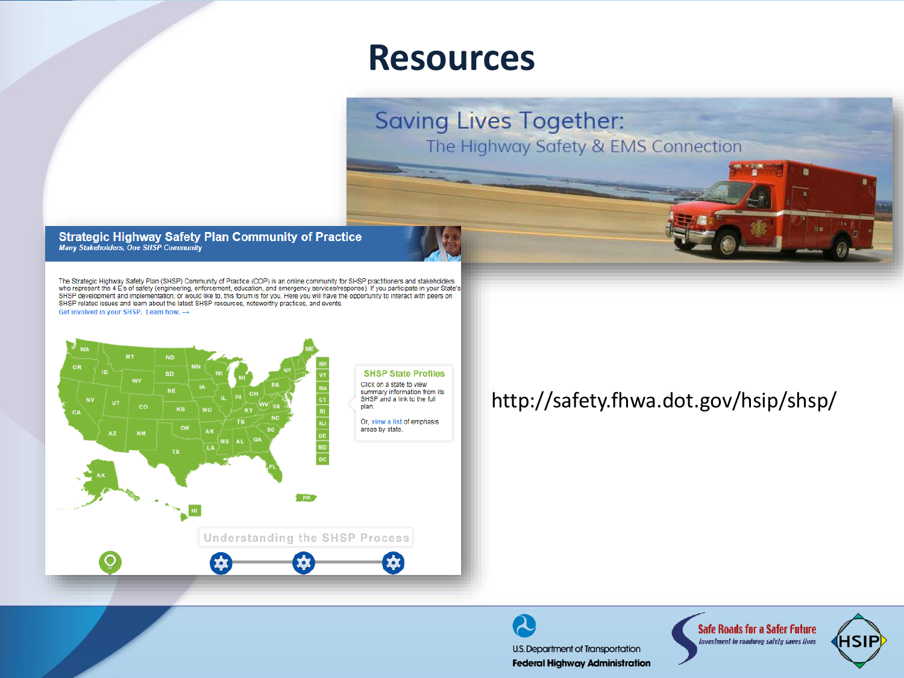# Resources

Saving Lives Together:
The Highway Safety & EMS Connection

**Strategic Highway Safety Plan Community of Practice**
*Many Stakeholders, One SHSP Community*

The Strategic Highway Safety Plan (SHSP) Community of Practice (COP) is an online community for SHSP practitioners and stakeholders who represent the 4 E's of safety (engineering, enforcement, education, and emergency services/response). If you participate in your State's SHSP development and implementation, or would like to, this forum is for you. Here you will have the opportunity to interact with peers on SHSP related issues and learn about the latest SHSP resources, noteworthy practices, and events.

Get involved in your SHSP. Learn how. →

**SHSP State Profiles**

Click on a state to view summary information from its SHSP and a link to the full plan.

Or, view a list of emphasis areas by state.

Understanding the SHSP Process

http://safety.fhwa.dot.gov/hsip/shsp/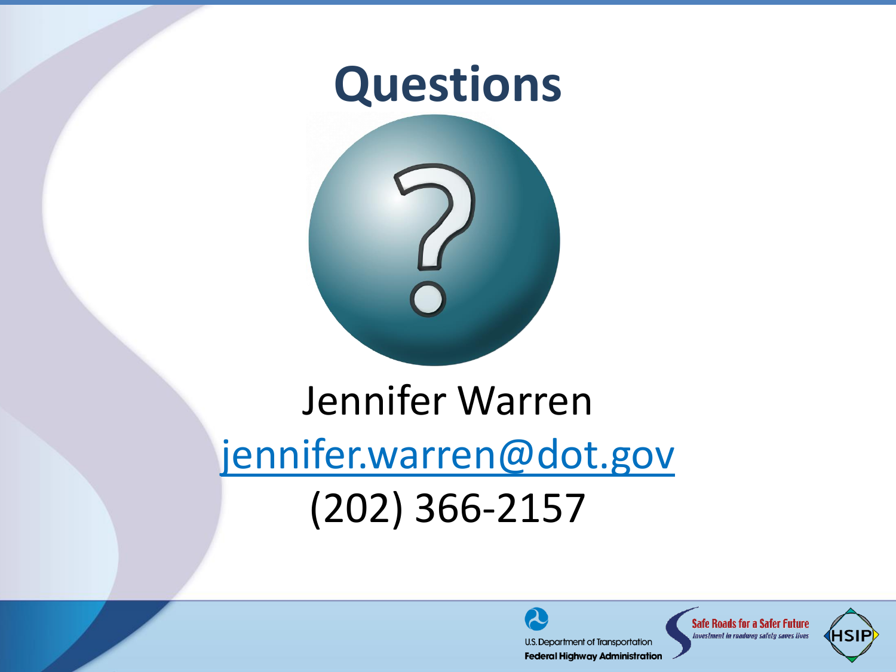# Questions

Jennifer Warren

jennifer.warren@dot.gov

(202) 366-2157